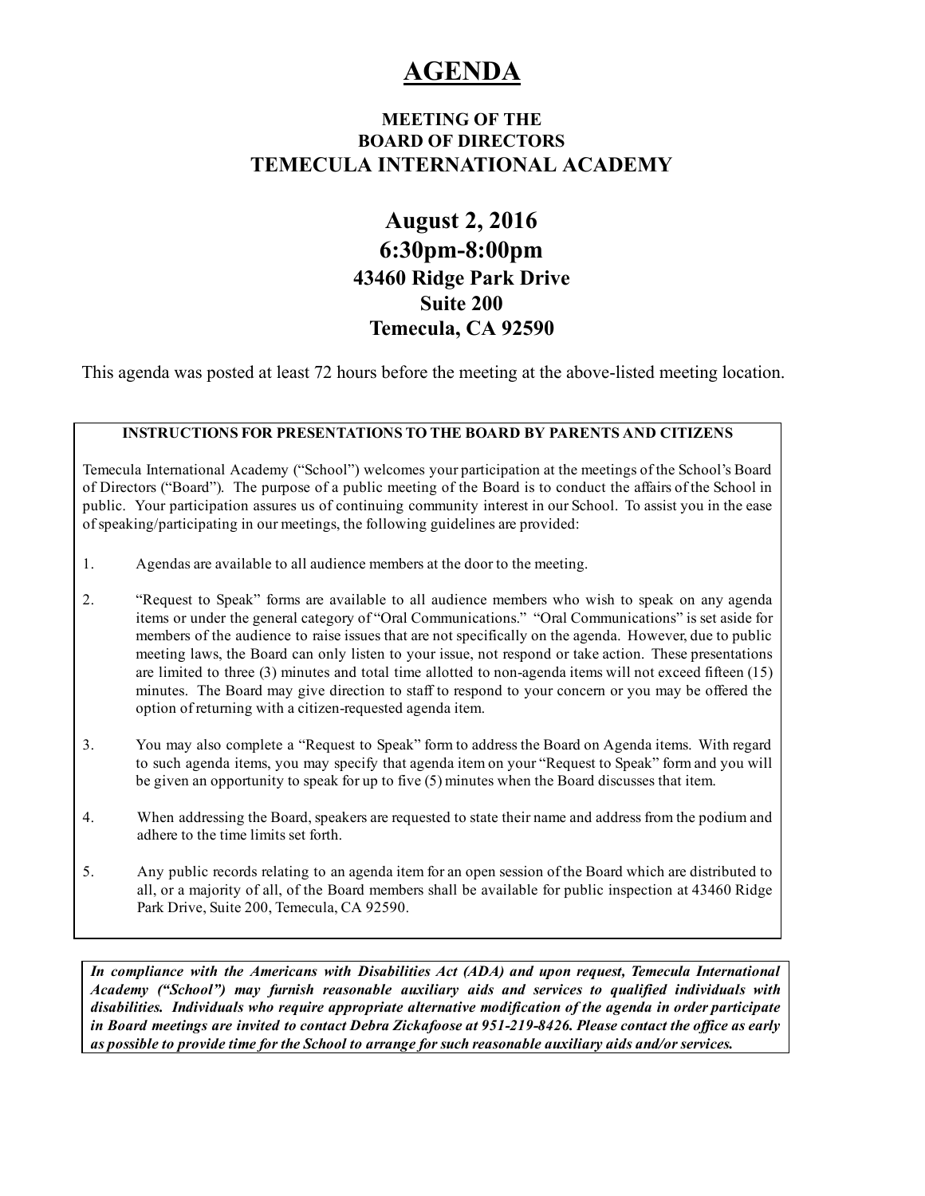# AGENDA

### MEETING OF THE
### BOARD OF DIRECTORS
### TEMECULA INTERNATIONAL ACADEMY

## August 2, 2016
## 6:30pm-8:00pm
### 43460 Ridge Park Drive
### Suite 200
### Temecula, CA 92590

This agenda was posted at least 72 hours before the meeting at the above-listed meeting location.

**INSTRUCTIONS FOR PRESENTATIONS TO THE BOARD BY PARENTS AND CITIZENS**

Temecula International Academy ("School") welcomes your participation at the meetings of the School's Board of Directors ("Board"). The purpose of a public meeting of the Board is to conduct the affairs of the School in public. Your participation assures us of continuing community interest in our School. To assist you in the ease of speaking/participating in our meetings, the following guidelines are provided:

1. Agendas are available to all audience members at the door to the meeting.

2. "Request to Speak" forms are available to all audience members who wish to speak on any agenda items or under the general category of "Oral Communications." "Oral Communications" is set aside for members of the audience to raise issues that are not specifically on the agenda. However, due to public meeting laws, the Board can only listen to your issue, not respond or take action. These presentations are limited to three (3) minutes and total time allotted to non-agenda items will not exceed fifteen (15) minutes. The Board may give direction to staff to respond to your concern or you may be offered the option of returning with a citizen-requested agenda item.

3. You may also complete a "Request to Speak" form to address the Board on Agenda items. With regard to such agenda items, you may specify that agenda item on your "Request to Speak" form and you will be given an opportunity to speak for up to five (5) minutes when the Board discusses that item.

4. When addressing the Board, speakers are requested to state their name and address from the podium and adhere to the time limits set forth.

5. Any public records relating to an agenda item for an open session of the Board which are distributed to all, or a majority of all, of the Board members shall be available for public inspection at 43460 Ridge Park Drive, Suite 200, Temecula, CA 92590.

***In compliance with the Americans with Disabilities Act (ADA) and upon request, Temecula International Academy ("School") may furnish reasonable auxiliary aids and services to qualified individuals with disabilities. Individuals who require appropriate alternative modification of the agenda in order participate in Board meetings are invited to contact Debra Zickafoose at 951-219-8426. Please contact the office as early as possible to provide time for the School to arrange for such reasonable auxiliary aids and/or services.***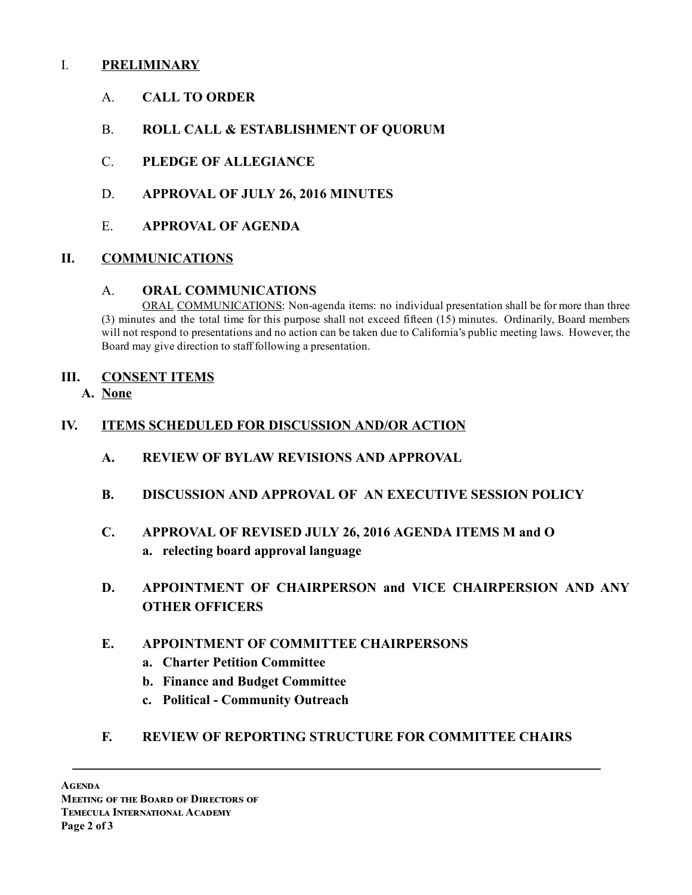## I. PRELIMINARY

**A. CALL TO ORDER**

**B. ROLL CALL & ESTABLISHMENT OF QUORUM**

**C. PLEDGE OF ALLEGIANCE**

**D. APPROVAL OF JULY 26, 2016 MINUTES**

**E. APPROVAL OF AGENDA**

## II. COMMUNICATIONS

**A. ORAL COMMUNICATIONS**

ORAL COMMUNICATIONS: Non-agenda items: no individual presentation shall be for more than three (3) minutes and the total time for this purpose shall not exceed fifteen (15) minutes. Ordinarily, Board members will not respond to presentations and no action can be taken due to California's public meeting laws. However, the Board may give direction to staff following a presentation.

## III. CONSENT ITEMS

**A. None**

## IV. ITEMS SCHEDULED FOR DISCUSSION AND/OR ACTION

**A. REVIEW OF BYLAW REVISIONS AND APPROVAL**

**B. DISCUSSION AND APPROVAL OF AN EXECUTIVE SESSION POLICY**

**C. APPROVAL OF REVISED JULY 26, 2016 AGENDA ITEMS M and O**

- **a. relecting board approval language**

**D. APPOINTMENT OF CHAIRPERSON and VICE CHAIRPERSION AND ANY OTHER OFFICERS**

**E. APPOINTMENT OF COMMITTEE CHAIRPERSONS**

- **a. Charter Petition Committee**
- **b. Finance and Budget Committee**
- **c. Political - Community Outreach**

**F. REVIEW OF REPORTING STRUCTURE FOR COMMITTEE CHAIRS**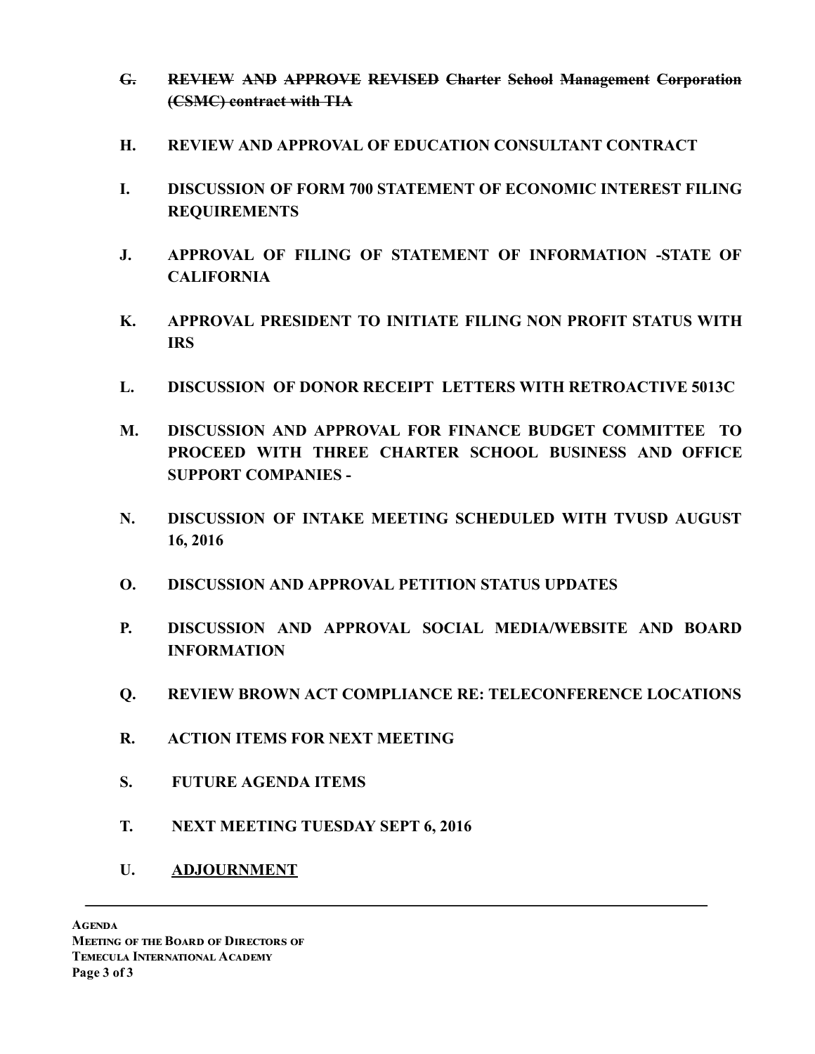**~~G. REVIEW AND APPROVE REVISED Charter School Management Corporation (CSMC) contract with TIA~~**

**H. REVIEW AND APPROVAL OF EDUCATION CONSULTANT CONTRACT**

**I. DISCUSSION OF FORM 700 STATEMENT OF ECONOMIC INTEREST FILING REQUIREMENTS**

**J. APPROVAL OF FILING OF STATEMENT OF INFORMATION -STATE OF CALIFORNIA**

**K. APPROVAL PRESIDENT TO INITIATE FILING NON PROFIT STATUS WITH IRS**

**L. DISCUSSION OF DONOR RECEIPT LETTERS WITH RETROACTIVE 5013C**

**M. DISCUSSION AND APPROVAL FOR FINANCE BUDGET COMMITTEE TO PROCEED WITH THREE CHARTER SCHOOL BUSINESS AND OFFICE SUPPORT COMPANIES -**

**N. DISCUSSION OF INTAKE MEETING SCHEDULED WITH TVUSD AUGUST 16, 2016**

**O. DISCUSSION AND APPROVAL PETITION STATUS UPDATES**

**P. DISCUSSION AND APPROVAL SOCIAL MEDIA/WEBSITE AND BOARD INFORMATION**

**Q. REVIEW BROWN ACT COMPLIANCE RE: TELECONFERENCE LOCATIONS**

**R. ACTION ITEMS FOR NEXT MEETING**

**S. FUTURE AGENDA ITEMS**

**T. NEXT MEETING TUESDAY SEPT 6, 2016**

**U. ADJOURNMENT**

---

**AGENDA**
**MEETING OF THE BOARD OF DIRECTORS OF**
**TEMECULA INTERNATIONAL ACADEMY**